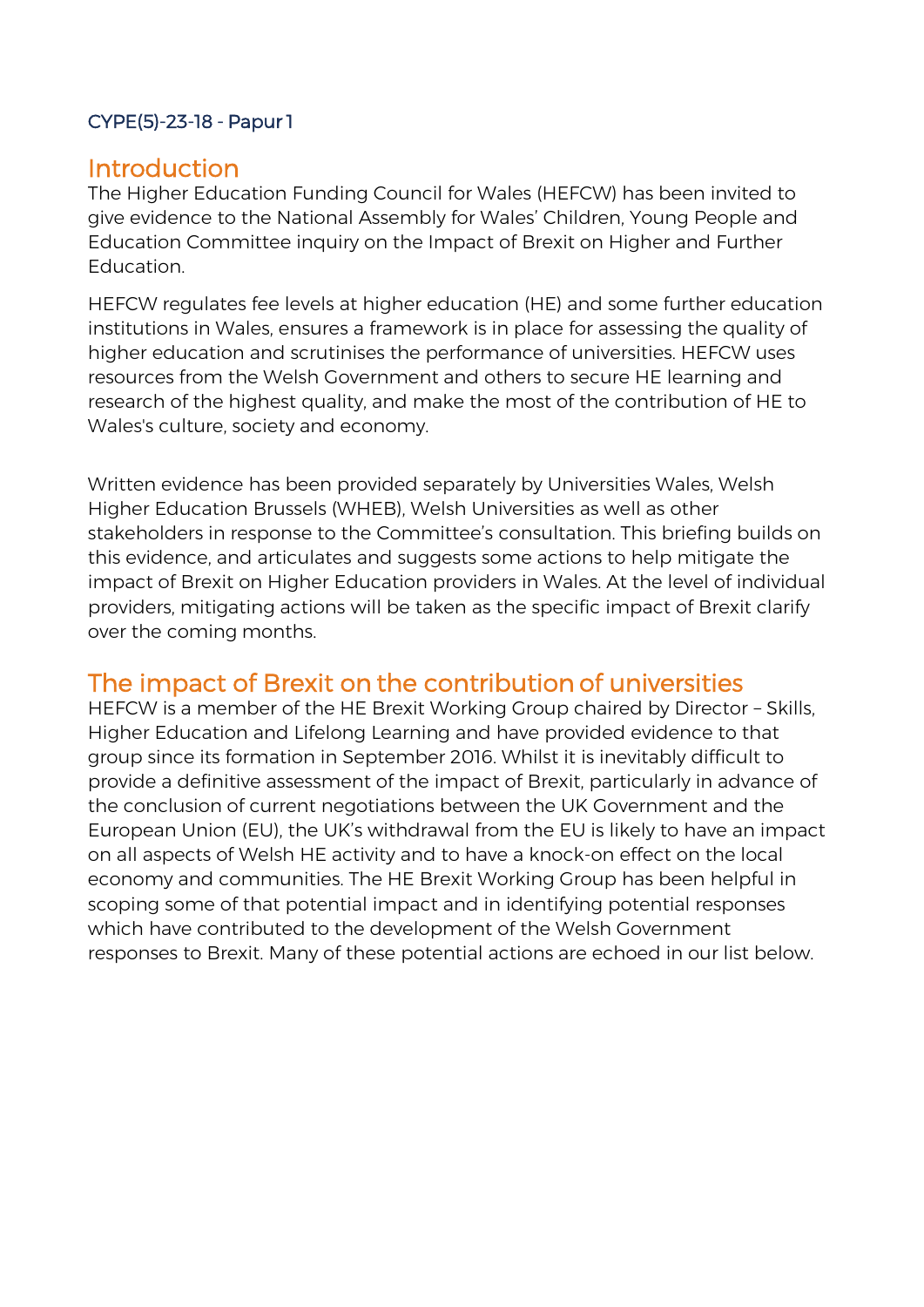CYPE(5)-23-18 - Papur 1

## Introduction

The Higher Education Funding Council for Wales (HEFCW) has been invited to give evidence to the National Assembly for Wales' Children, Young People and Education Committee inquiry on the Impact of Brexit on Higher and Further Education.

HEFCW regulates fee levels at higher education (HE) and some further education institutions in Wales, ensures a framework is in place for assessing the quality of higher education and scrutinises the performance of universities. HEFCW uses resources from the Welsh Government and others to secure HE learning and research of the highest quality, and make the most of the contribution of HE to Wales's culture, society and economy.

Written evidence has been provided separately by Universities Wales, Welsh Higher Education Brussels (WHEB), Welsh Universities as well as other stakeholders in response to the Committee's consultation. This briefing builds on this evidence, and articulates and suggests some actions to help mitigate the impact of Brexit on Higher Education providers in Wales. At the level of individual providers, mitigating actions will be taken as the specific impact of Brexit clarify over the coming months.

## The impact of Brexit on the contribution of universities

HEFCW is a member of the HE Brexit Working Group chaired by Director – Skills, Higher Education and Lifelong Learning and have provided evidence to that group since its formation in September 2016. Whilst it is inevitably difficult to provide a definitive assessment of the impact of Brexit, particularly in advance of the conclusion of current negotiations between the UK Government and the European Union (EU), the UK's withdrawal from the EU is likely to have an impact on all aspects of Welsh HE activity and to have a knock-on effect on the local economy and communities. The HE Brexit Working Group has been helpful in scoping some of that potential impact and in identifying potential responses which have contributed to the development of the Welsh Government responses to Brexit. Many of these potential actions are echoed in our list below.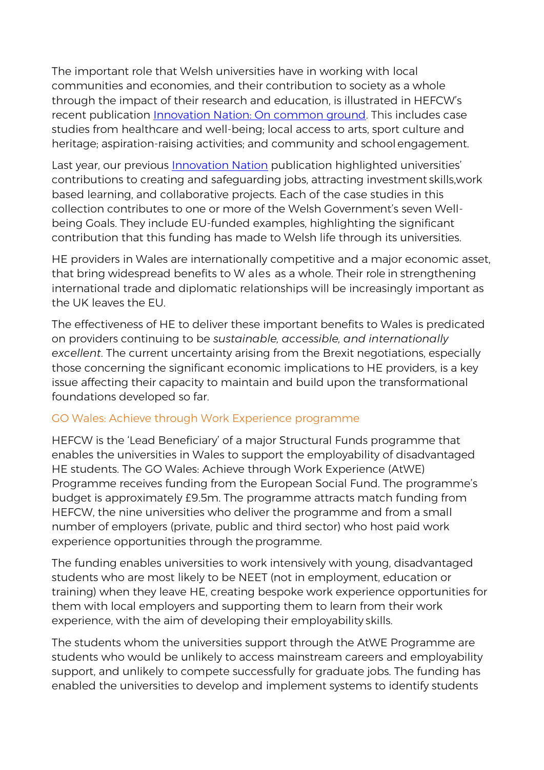The important role that Welsh universities have in working with local communities and economies, and their contribution to society as a whole through the impact of their research and education, is illustrated in HEFCW's recent publication [Innovation Nation: On common ground](). This includes case studies from healthcare and well-being; local access to arts, sport culture and heritage; aspiration-raising activities; and community and school engagement.

Last year, our previous [Innovation Nation]() publication highlighted universities' contributions to creating and safeguarding jobs, attracting investment skills,work based learning, and collaborative projects. Each of the case studies in this collection contributes to one or more of the Welsh Government's seven Well-being Goals. They include EU-funded examples, highlighting the significant contribution that this funding has made to Welsh life through its universities.

HE providers in Wales are internationally competitive and a major economic asset, that bring widespread benefits to Wales as a whole. Their role in strengthening international trade and diplomatic relationships will be increasingly important as the UK leaves the EU.

The effectiveness of HE to deliver these important benefits to Wales is predicated on providers continuing to be *sustainable, accessible, and internationally excellent*. The current uncertainty arising from the Brexit negotiations, especially those concerning the significant economic implications to HE providers, is a key issue affecting their capacity to maintain and build upon the transformational foundations developed so far.

### GO Wales: Achieve through Work Experience programme

HEFCW is the 'Lead Beneficiary' of a major Structural Funds programme that enables the universities in Wales to support the employability of disadvantaged HE students. The GO Wales: Achieve through Work Experience (AtWE) Programme receives funding from the European Social Fund. The programme's budget is approximately £9.5m. The programme attracts match funding from HEFCW, the nine universities who deliver the programme and from a small number of employers (private, public and third sector) who host paid work experience opportunities through the programme.

The funding enables universities to work intensively with young, disadvantaged students who are most likely to be NEET (not in employment, education or training) when they leave HE, creating bespoke work experience opportunities for them with local employers and supporting them to learn from their work experience, with the aim of developing their employability skills.

The students whom the universities support through the AtWE Programme are students who would be unlikely to access mainstream careers and employability support, and unlikely to compete successfully for graduate jobs. The funding has enabled the universities to develop and implement systems to identify students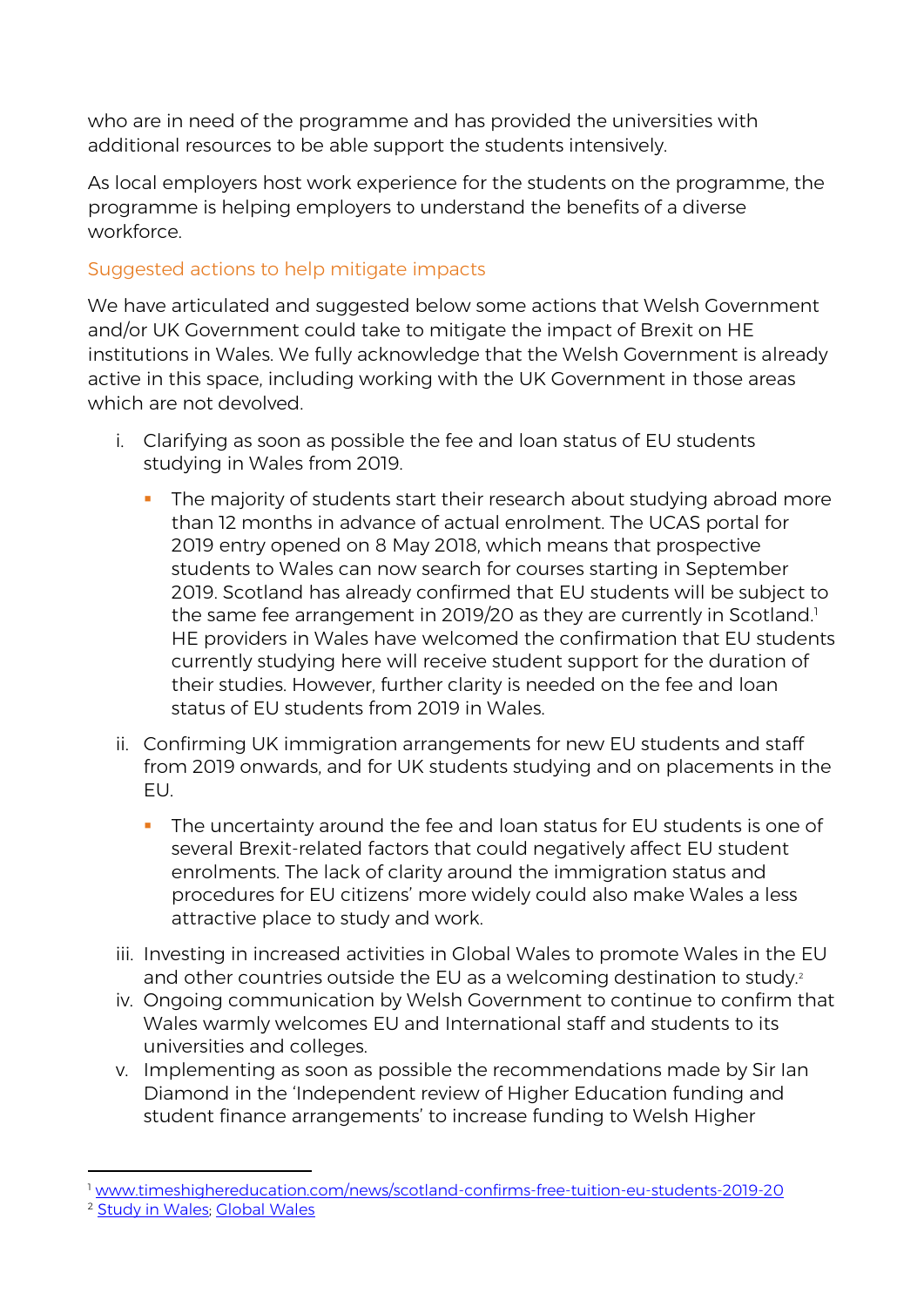who are in need of the programme and has provided the universities with additional resources to be able support the students intensively.

As local employers host work experience for the students on the programme, the programme is helping employers to understand the benefits of a diverse workforce.

### Suggested actions to help mitigate impacts

We have articulated and suggested below some actions that Welsh Government and/or UK Government could take to mitigate the impact of Brexit on HE institutions in Wales. We fully acknowledge that the Welsh Government is already active in this space, including working with the UK Government in those areas which are not devolved.

i. Clarifying as soon as possible the fee and loan status of EU students studying in Wales from 2019.
   - The majority of students start their research about studying abroad more than 12 months in advance of actual enrolment. The UCAS portal for 2019 entry opened on 8 May 2018, which means that prospective students to Wales can now search for courses starting in September 2019. Scotland has already confirmed that EU students will be subject to the same fee arrangement in 2019/20 as they are currently in Scotland.[1] HE providers in Wales have welcomed the confirmation that EU students currently studying here will receive student support for the duration of their studies. However, further clarity is needed on the fee and loan status of EU students from 2019 in Wales.
ii. Confirming UK immigration arrangements for new EU students and staff from 2019 onwards, and for UK students studying and on placements in the EU.
   - The uncertainty around the fee and loan status for EU students is one of several Brexit-related factors that could negatively affect EU student enrolments. The lack of clarity around the immigration status and procedures for EU citizens' more widely could also make Wales a less attractive place to study and work.
iii. Investing in increased activities in Global Wales to promote Wales in the EU and other countries outside the EU as a welcoming destination to study.[2]
iv. Ongoing communication by Welsh Government to continue to confirm that Wales warmly welcomes EU and International staff and students to its universities and colleges.
v. Implementing as soon as possible the recommendations made by Sir Ian Diamond in the 'Independent review of Higher Education funding and student finance arrangements' to increase funding to Welsh Higher

---

[1] www.timeshighereducation.com/news/scotland-confirms-free-tuition-eu-students-2019-20

[2] Study in Wales; Global Wales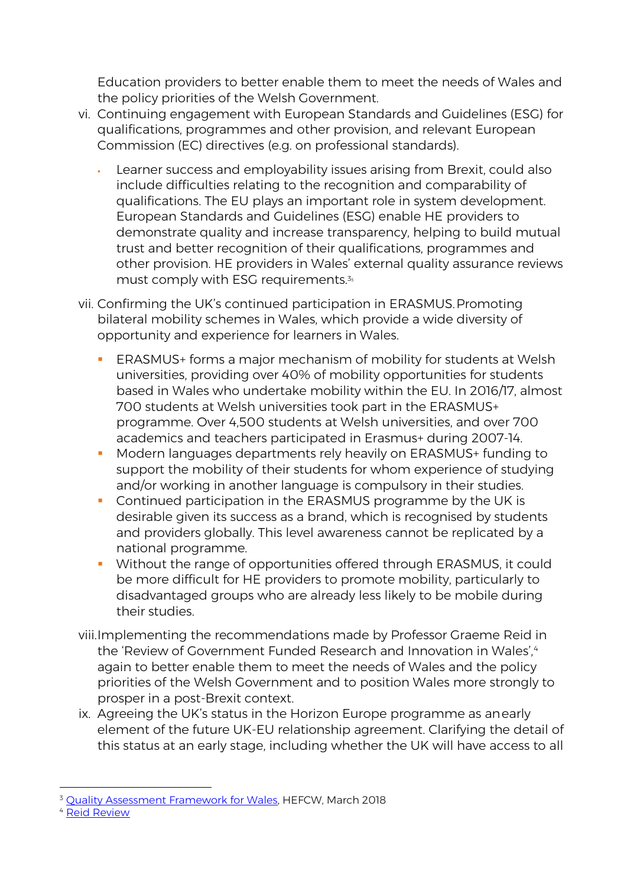Education providers to better enable them to meet the needs of Wales and the policy priorities of the Welsh Government.

vi. Continuing engagement with European Standards and Guidelines (ESG) for qualifications, programmes and other provision, and relevant European Commission (EC) directives (e.g. on professional standards).

   - Learner success and employability issues arising from Brexit, could also include difficulties relating to the recognition and comparability of qualifications. The EU plays an important role in system development. European Standards and Guidelines (ESG) enable HE providers to demonstrate quality and increase transparency, helping to build mutual trust and better recognition of their qualifications, programmes and other provision. HE providers in Wales' external quality assurance reviews must comply with ESG requirements.[3]

vii. Confirming the UK's continued participation in ERASMUS. Promoting bilateral mobility schemes in Wales, which provide a wide diversity of opportunity and experience for learners in Wales.

   - ERASMUS+ forms a major mechanism of mobility for students at Welsh universities, providing over 40% of mobility opportunities for students based in Wales who undertake mobility within the EU. In 2016/17, almost 700 students at Welsh universities took part in the ERASMUS+ programme. Over 4,500 students at Welsh universities, and over 700 academics and teachers participated in Erasmus+ during 2007-14.
   - Modern languages departments rely heavily on ERASMUS+ funding to support the mobility of their students for whom experience of studying and/or working in another language is compulsory in their studies.
   - Continued participation in the ERASMUS programme by the UK is desirable given its success as a brand, which is recognised by students and providers globally. This level awareness cannot be replicated by a national programme.
   - Without the range of opportunities offered through ERASMUS, it could be more difficult for HE providers to promote mobility, particularly to disadvantaged groups who are already less likely to be mobile during their studies.

viii. Implementing the recommendations made by Professor Graeme Reid in the 'Review of Government Funded Research and Innovation in Wales',[4] again to better enable them to meet the needs of Wales and the policy priorities of the Welsh Government and to position Wales more strongly to prosper in a post-Brexit context.

ix. Agreeing the UK's status in the Horizon Europe programme as an early element of the future UK-EU relationship agreement. Clarifying the detail of this status at an early stage, including whether the UK will have access to all

---

[3] Quality Assessment Framework for Wales, HEFCW, March 2018

[4] Reid Review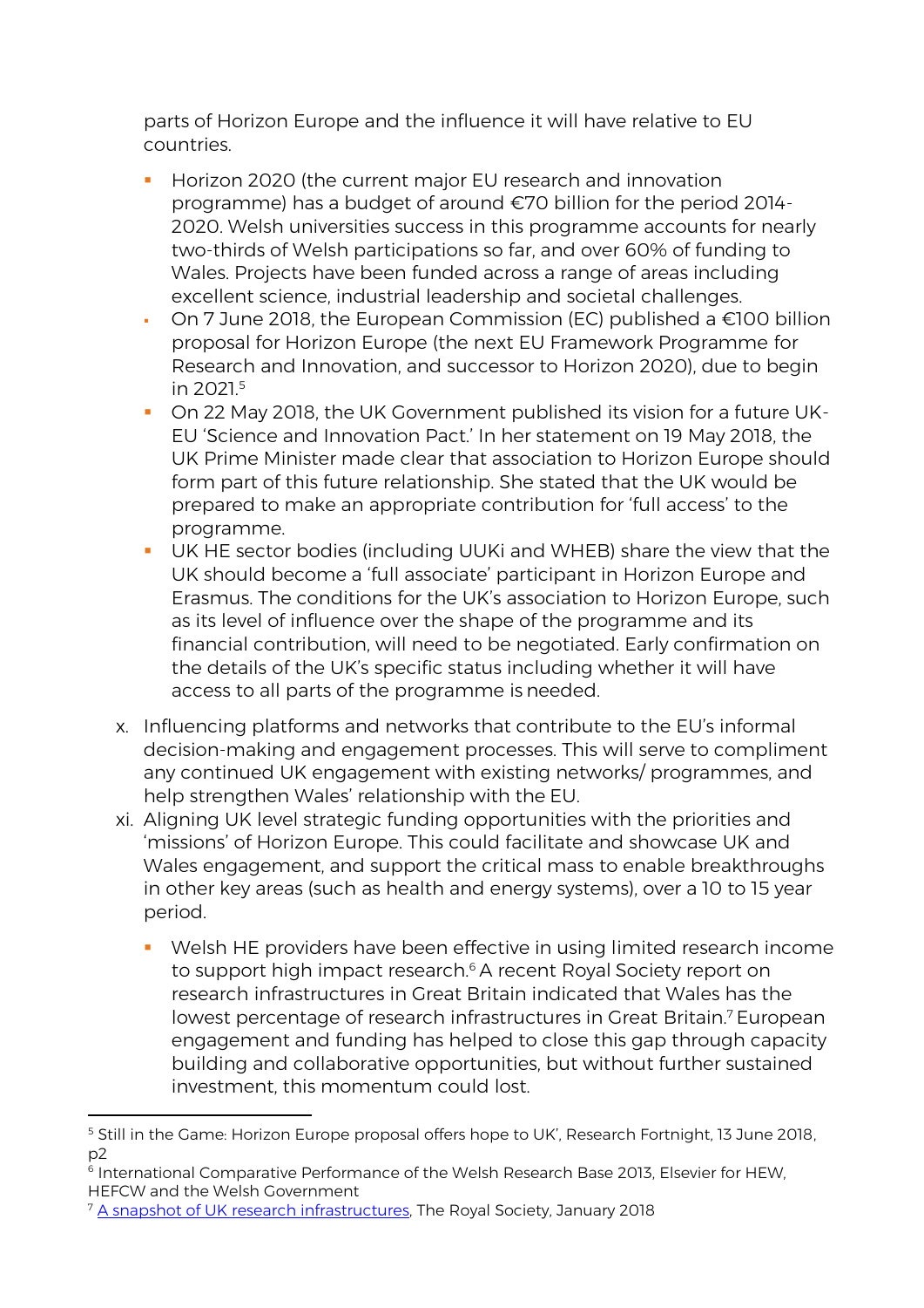parts of Horizon Europe and the influence it will have relative to EU countries.

- Horizon 2020 (the current major EU research and innovation programme) has a budget of around €70 billion for the period 2014-2020. Welsh universities success in this programme accounts for nearly two-thirds of Welsh participations so far, and over 60% of funding to Wales. Projects have been funded across a range of areas including excellent science, industrial leadership and societal challenges.
- On 7 June 2018, the European Commission (EC) published a €100 billion proposal for Horizon Europe (the next EU Framework Programme for Research and Innovation, and successor to Horizon 2020), due to begin in 2021.[5]
- On 22 May 2018, the UK Government published its vision for a future UK-EU 'Science and Innovation Pact.' In her statement on 19 May 2018, the UK Prime Minister made clear that association to Horizon Europe should form part of this future relationship. She stated that the UK would be prepared to make an appropriate contribution for 'full access' to the programme.
- UK HE sector bodies (including UUKi and WHEB) share the view that the UK should become a 'full associate' participant in Horizon Europe and Erasmus. The conditions for the UK's association to Horizon Europe, such as its level of influence over the shape of the programme and its financial contribution, will need to be negotiated. Early confirmation on the details of the UK's specific status including whether it will have access to all parts of the programme is needed.

x. Influencing platforms and networks that contribute to the EU's informal decision-making and engagement processes. This will serve to compliment any continued UK engagement with existing networks/ programmes, and help strengthen Wales' relationship with the EU.

xi. Aligning UK level strategic funding opportunities with the priorities and 'missions' of Horizon Europe. This could facilitate and showcase UK and Wales engagement, and support the critical mass to enable breakthroughs in other key areas (such as health and energy systems), over a 10 to 15 year period.

- Welsh HE providers have been effective in using limited research income to support high impact research.[6] A recent Royal Society report on research infrastructures in Great Britain indicated that Wales has the lowest percentage of research infrastructures in Great Britain.[7] European engagement and funding has helped to close this gap through capacity building and collaborative opportunities, but without further sustained investment, this momentum could lost.

---

[5] Still in the Game: Horizon Europe proposal offers hope to UK', Research Fortnight, 13 June 2018, p2

[6] International Comparative Performance of the Welsh Research Base 2013, Elsevier for HEW, HEFCW and the Welsh Government

[7] A snapshot of UK research infrastructures, The Royal Society, January 2018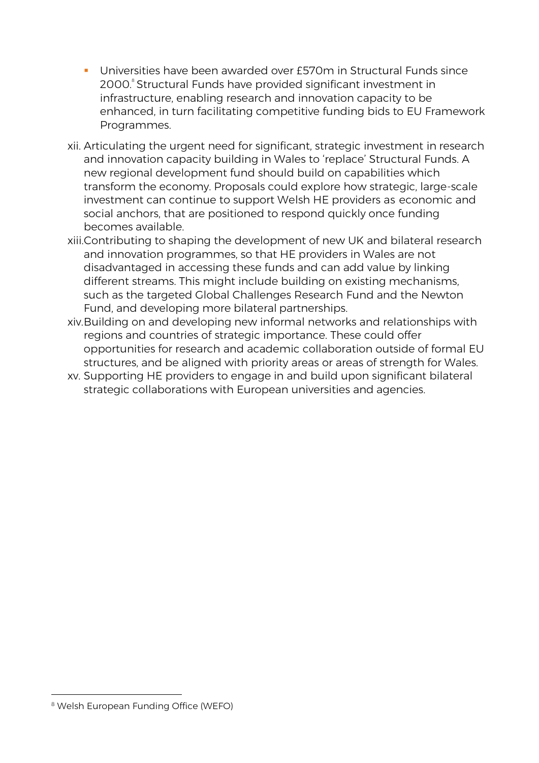- Universities have been awarded over £570m in Structural Funds since 2000.[8] Structural Funds have provided significant investment in infrastructure, enabling research and innovation capacity to be enhanced, in turn facilitating competitive funding bids to EU Framework Programmes.

xii. Articulating the urgent need for significant, strategic investment in research and innovation capacity building in Wales to 'replace' Structural Funds. A new regional development fund should build on capabilities which transform the economy. Proposals could explore how strategic, large-scale investment can continue to support Welsh HE providers as economic and social anchors, that are positioned to respond quickly once funding becomes available.

xiii. Contributing to shaping the development of new UK and bilateral research and innovation programmes, so that HE providers in Wales are not disadvantaged in accessing these funds and can add value by linking different streams. This might include building on existing mechanisms, such as the targeted Global Challenges Research Fund and the Newton Fund, and developing more bilateral partnerships.

xiv. Building on and developing new informal networks and relationships with regions and countries of strategic importance. These could offer opportunities for research and academic collaboration outside of formal EU structures, and be aligned with priority areas or areas of strength for Wales.

xv. Supporting HE providers to engage in and build upon significant bilateral strategic collaborations with European universities and agencies.

---

[8] Welsh European Funding Office (WEFO)